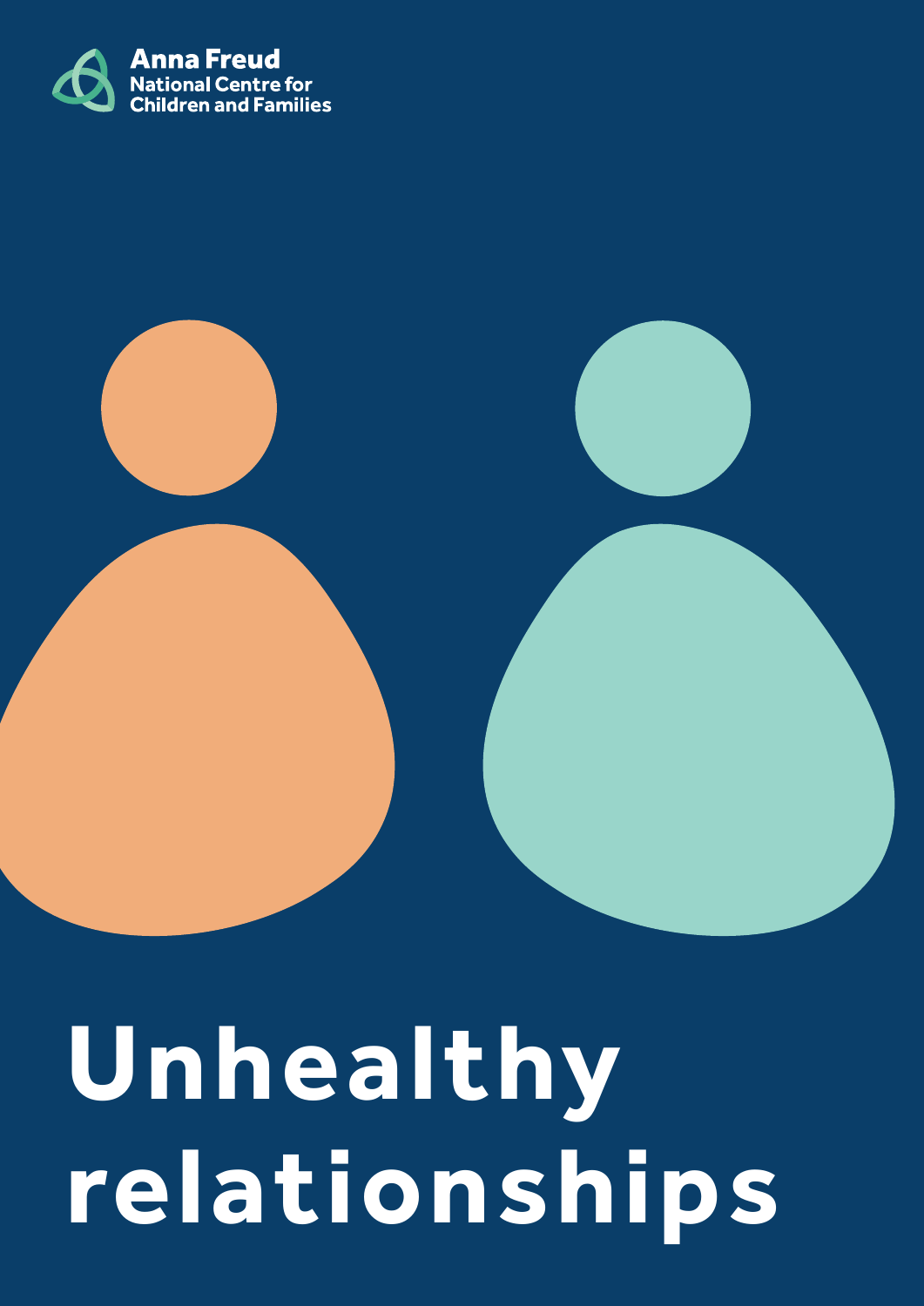Anna Freud
National Centre for
Children and Families

# Unhealthy relationships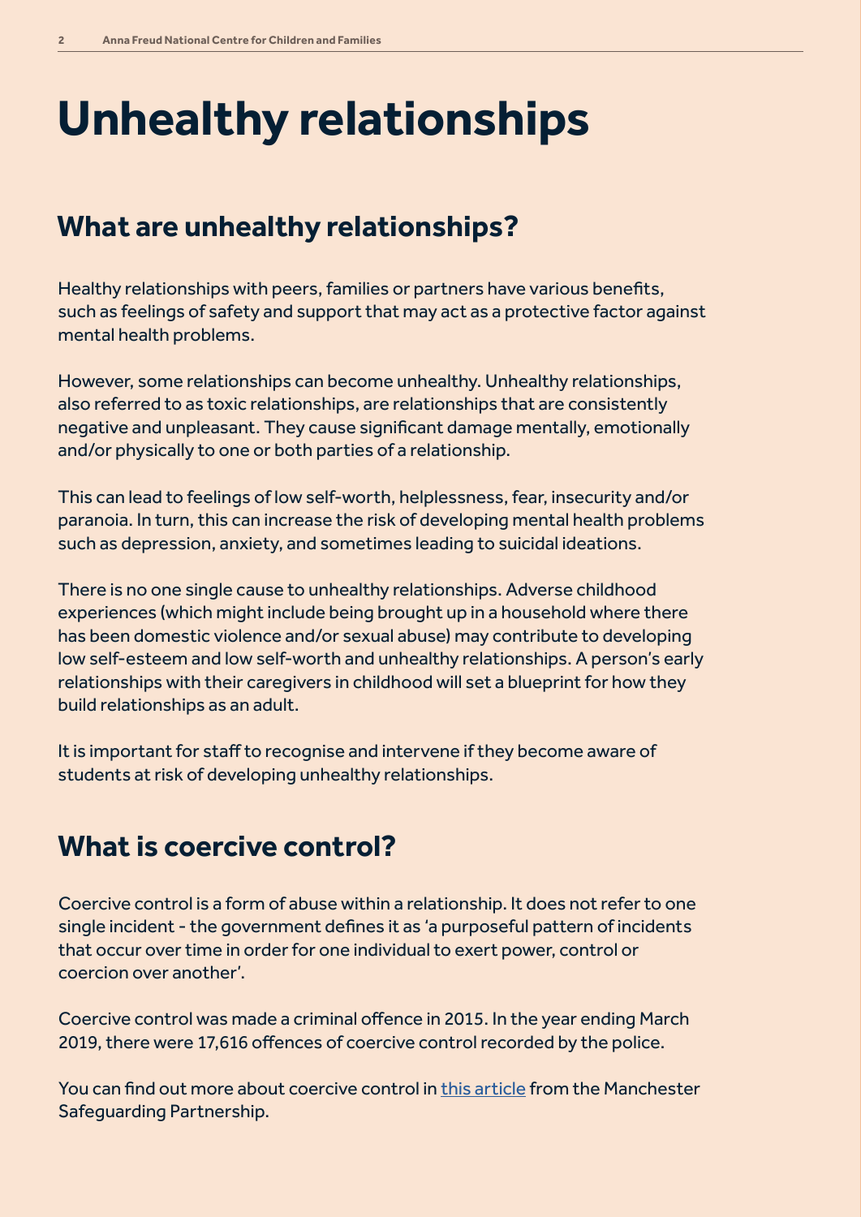# Unhealthy relationships

## What are unhealthy relationships?

Healthy relationships with peers, families or partners have various benefits, such as feelings of safety and support that may act as a protective factor against mental health problems.

However, some relationships can become unhealthy. Unhealthy relationships, also referred to as toxic relationships, are relationships that are consistently negative and unpleasant. They cause significant damage mentally, emotionally and/or physically to one or both parties of a relationship.

This can lead to feelings of low self-worth, helplessness, fear, insecurity and/or paranoia. In turn, this can increase the risk of developing mental health problems such as depression, anxiety, and sometimes leading to suicidal ideations.

There is no one single cause to unhealthy relationships. Adverse childhood experiences (which might include being brought up in a household where there has been domestic violence and/or sexual abuse) may contribute to developing low self-esteem and low self-worth and unhealthy relationships. A person's early relationships with their caregivers in childhood will set a blueprint for how they build relationships as an adult.

It is important for staff to recognise and intervene if they become aware of students at risk of developing unhealthy relationships.

## What is coercive control?

Coercive control is a form of abuse within a relationship. It does not refer to one single incident - the government defines it as 'a purposeful pattern of incidents that occur over time in order for one individual to exert power, control or coercion over another'.

Coercive control was made a criminal offence in 2015. In the year ending March 2019, there were 17,616 offences of coercive control recorded by the police.

You can find out more about coercive control in this article from the Manchester Safeguarding Partnership.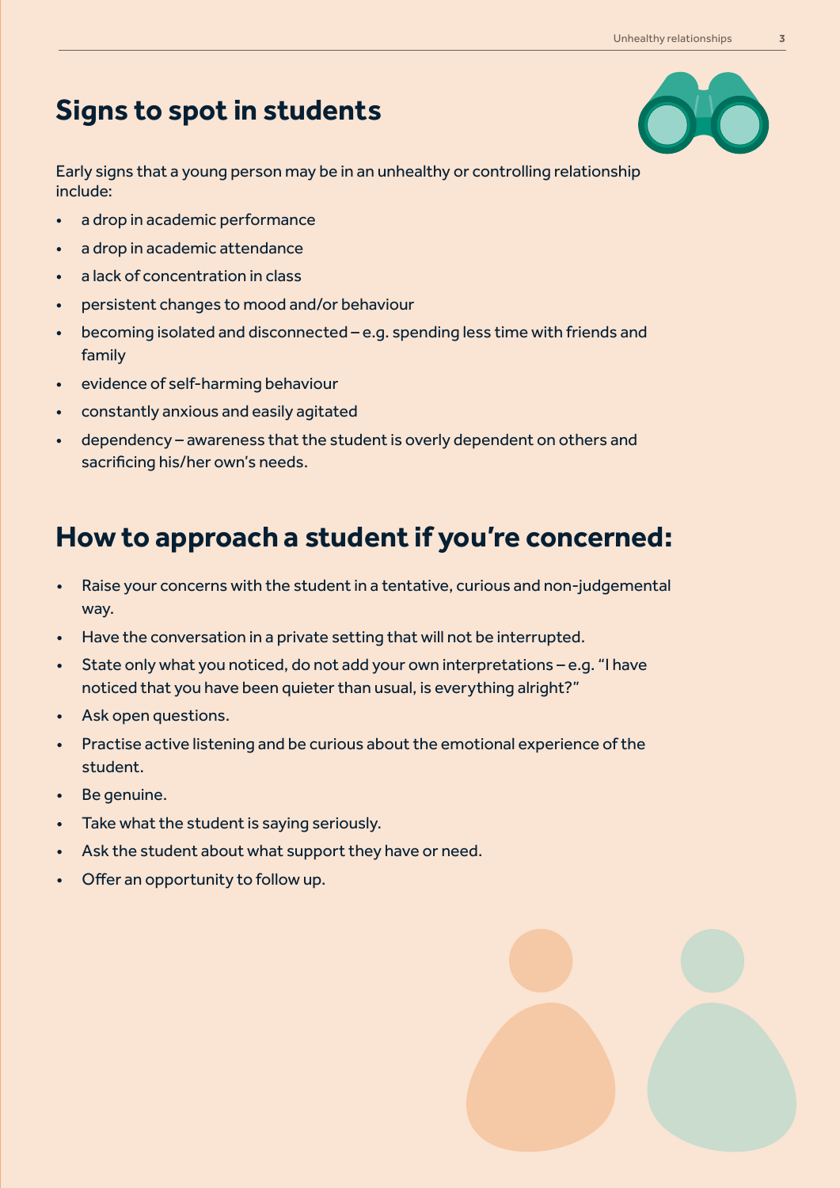## Signs to spot in students

Early signs that a young person may be in an unhealthy or controlling relationship include:

- a drop in academic performance
- a drop in academic attendance
- a lack of concentration in class
- persistent changes to mood and/or behaviour
- becoming isolated and disconnected – e.g. spending less time with friends and family
- evidence of self-harming behaviour
- constantly anxious and easily agitated
- dependency – awareness that the student is overly dependent on others and sacrificing his/her own's needs.

## How to approach a student if you're concerned:

- Raise your concerns with the student in a tentative, curious and non-judgemental way.
- Have the conversation in a private setting that will not be interrupted.
- State only what you noticed, do not add your own interpretations – e.g. "I have noticed that you have been quieter than usual, is everything alright?"
- Ask open questions.
- Practise active listening and be curious about the emotional experience of the student.
- Be genuine.
- Take what the student is saying seriously.
- Ask the student about what support they have or need.
- Offer an opportunity to follow up.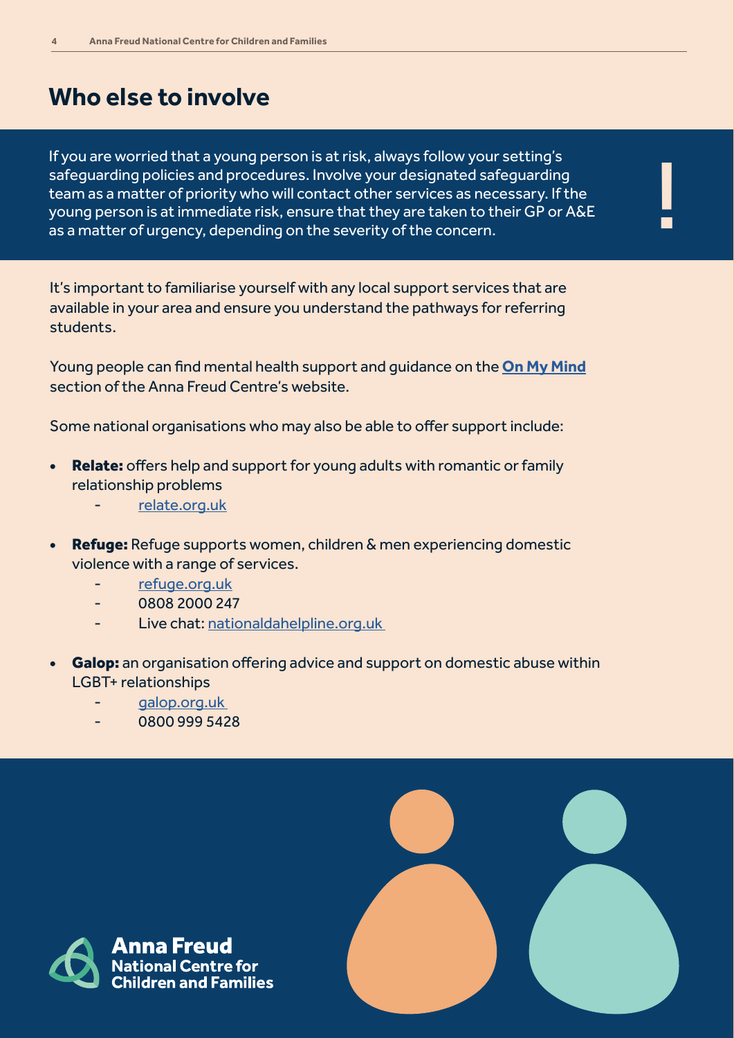# Who else to involve

If you are worried that a young person is at risk, always follow your setting's safeguarding policies and procedures. Involve your designated safeguarding team as a matter of priority who will contact other services as necessary. If the young person is at immediate risk, ensure that they are taken to their GP or A&E as a matter of urgency, depending on the severity of the concern.

It's important to familiarise yourself with any local support services that are available in your area and ensure you understand the pathways for referring students.

Young people can find mental health support and guidance on the **On My Mind** section of the Anna Freud Centre's website.

Some national organisations who may also be able to offer support include:

- **Relate:** offers help and support for young adults with romantic or family relationship problems
  - relate.org.uk
- **Refuge:** Refuge supports women, children & men experiencing domestic violence with a range of services.
  - refuge.org.uk
  - 0808 2000 247
  - Live chat: nationaldahelpline.org.uk
- **Galop:** an organisation offering advice and support on domestic abuse within LGBT+ relationships
  - galop.org.uk
  - 0800 999 5428

Anna Freud National Centre for Children and Families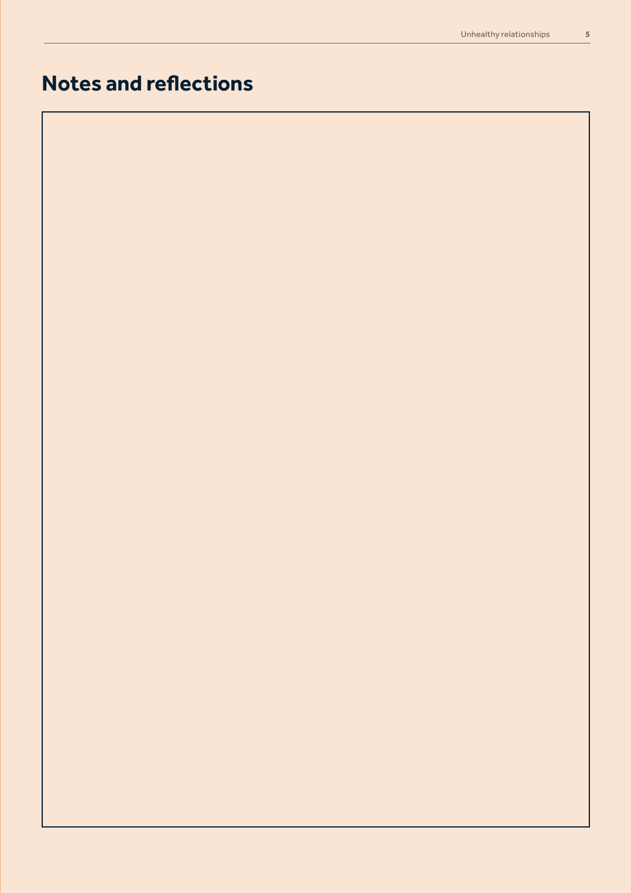# Notes and reflections